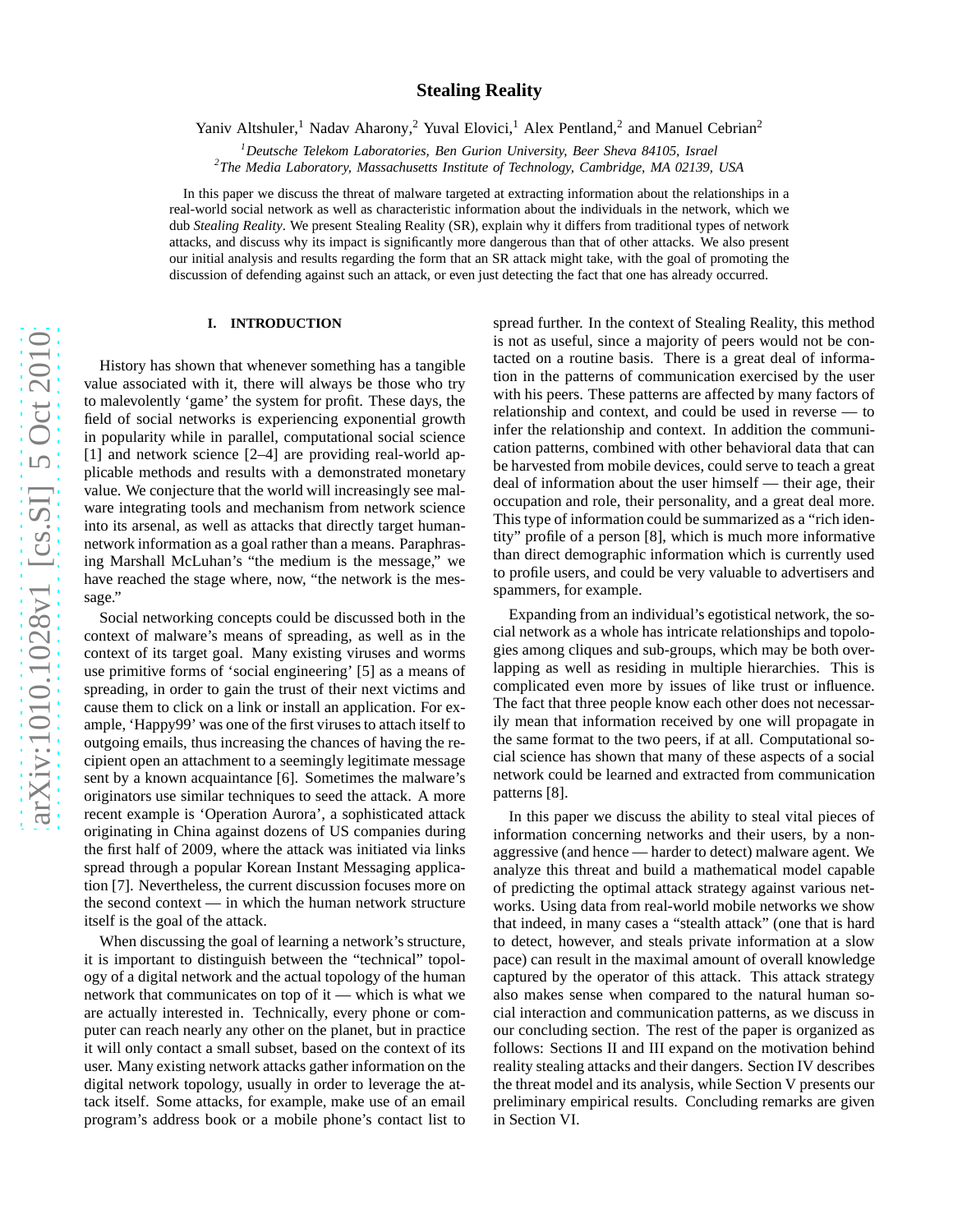# Stealing Reality

Yaniv Altshuler,[1] Nadav Aharony,[2] Yuval Elovici,[1] Alex Pentland,[2] and Manuel Cebrian[2]

[1]*Deutsche Telekom Laboratories, Ben Gurion University, Beer Sheva 84105, Israel*
[2]*The Media Laboratory, Massachusetts Institute of Technology, Cambridge, MA 02139, USA*

In this paper we discuss the threat of malware targeted at extracting information about the relationships in a real-world social network as well as characteristic information about the individuals in the network, which we dub *Stealing Reality*. We present Stealing Reality (SR), explain why it differs from traditional types of network attacks, and discuss why its impact is significantly more dangerous than that of other attacks. We also present our initial analysis and results regarding the form that an SR attack might take, with the goal of promoting the discussion of defending against such an attack, or even just detecting the fact that one has already occurred.

## I. INTRODUCTION

History has shown that whenever something has a tangible value associated with it, there will always be those who try to malevolently 'game' the system for profit. These days, the field of social networks is experiencing exponential growth in popularity while in parallel, computational social science [1] and network science [2–4] are providing real-world applicable methods and results with a demonstrated monetary value. We conjecture that the world will increasingly see malware integrating tools and mechanism from network science into its arsenal, as well as attacks that directly target human-network information as a goal rather than a means. Paraphrasing Marshall McLuhan's "the medium is the message," we have reached the stage where, now, "the network is the message."

Social networking concepts could be discussed both in the context of malware's means of spreading, as well as in the context of its target goal. Many existing viruses and worms use primitive forms of 'social engineering' [5] as a means of spreading, in order to gain the trust of their next victims and cause them to click on a link or install an application. For example, 'Happy99' was one of the first viruses to attach itself to outgoing emails, thus increasing the chances of having the recipient open an attachment to a seemingly legitimate message sent by a known acquaintance [6]. Sometimes the malware's originators use similar techniques to seed the attack. A more recent example is 'Operation Aurora', a sophisticated attack originating in China against dozens of US companies during the first half of 2009, where the attack was initiated via links spread through a popular Korean Instant Messaging application [7]. Nevertheless, the current discussion focuses more on the second context — in which the human network structure itself is the goal of the attack.

When discussing the goal of learning a network's structure, it is important to distinguish between the "technical" topology of a digital network and the actual topology of the human network that communicates on top of it — which is what we are actually interested in. Technically, every phone or computer can reach nearly any other on the planet, but in practice it will only contact a small subset, based on the context of its user. Many existing network attacks gather information on the digital network topology, usually in order to leverage the attack itself. Some attacks, for example, make use of an email program's address book or a mobile phone's contact list to spread further. In the context of Stealing Reality, this method is not as useful, since a majority of peers would not be contacted on a routine basis. There is a great deal of information in the patterns of communication exercised by the user with his peers. These patterns are affected by many factors of relationship and context, and could be used in reverse — to infer the relationship and context. In addition the communication patterns, combined with other behavioral data that can be harvested from mobile devices, could serve to teach a great deal of information about the user himself — their age, their occupation and role, their personality, and a great deal more. This type of information could be summarized as a "rich identity" profile of a person [8], which is much more informative than direct demographic information which is currently used to profile users, and could be very valuable to advertisers and spammers, for example.

Expanding from an individual's egotistical network, the social network as a whole has intricate relationships and topologies among cliques and sub-groups, which may be both overlapping as well as residing in multiple hierarchies. This is complicated even more by issues of like trust or influence. The fact that three people know each other does not necessarily mean that information received by one will propagate in the same format to the two peers, if at all. Computational social science has shown that many of these aspects of a social network could be learned and extracted from communication patterns [8].

In this paper we discuss the ability to steal vital pieces of information concerning networks and their users, by a non-aggressive (and hence — harder to detect) malware agent. We analyze this threat and build a mathematical model capable of predicting the optimal attack strategy against various networks. Using data from real-world mobile networks we show that indeed, in many cases a "stealth attack" (one that is hard to detect, however, and steals private information at a slow pace) can result in the maximal amount of overall knowledge captured by the operator of this attack. This attack strategy also makes sense when compared to the natural human social interaction and communication patterns, as we discuss in our concluding section. The rest of the paper is organized as follows: Sections II and III expand on the motivation behind reality stealing attacks and their dangers. Section IV describes the threat model and its analysis, while Section V presents our preliminary empirical results. Concluding remarks are given in Section VI.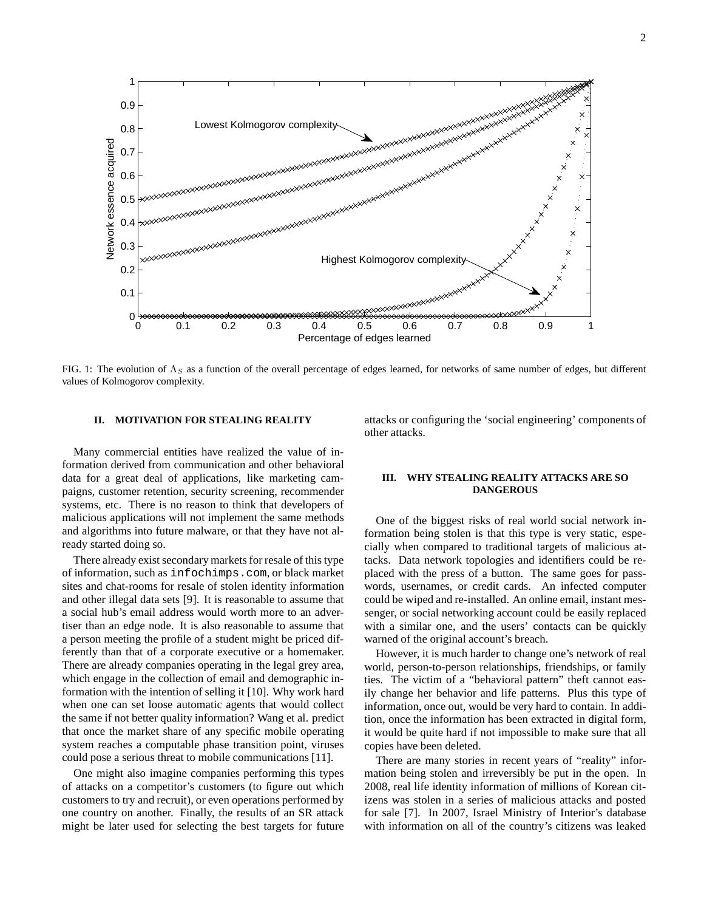FIG. 1: The evolution of $\Lambda_S$ as a function of the overall percentage of edges learned, for networks of same number of edges, but different values of Kolmogorov complexity.

## II. MOTIVATION FOR STEALING REALITY

Many commercial entities have realized the value of information derived from communication and other behavioral data for a great deal of applications, like marketing campaigns, customer retention, security screening, recommender systems, etc. There is no reason to think that developers of malicious applications will not implement the same methods and algorithms into future malware, or that they have not already started doing so.

There already exist secondary markets for resale of this type of information, such as `infochimps.com`, or black market sites and chat-rooms for resale of stolen identity information and other illegal data sets [9]. It is reasonable to assume that a social hub's email address would worth more to an advertiser than an edge node. It is also reasonable to assume that a person meeting the profile of a student might be priced differently than that of a corporate executive or a homemaker. There are already companies operating in the legal grey area, which engage in the collection of email and demographic information with the intention of selling it [10]. Why work hard when one can set loose automatic agents that would collect the same if not better quality information? Wang et al. predict that once the market share of any specific mobile operating system reaches a computable phase transition point, viruses could pose a serious threat to mobile communications [11].

One might also imagine companies performing this types of attacks on a competitor's customers (to figure out which customers to try and recruit), or even operations performed by one country on another. Finally, the results of an SR attack might be later used for selecting the best targets for future attacks or configuring the 'social engineering' components of other attacks.

## III. WHY STEALING REALITY ATTACKS ARE SO DANGEROUS

One of the biggest risks of real world social network information being stolen is that this type is very static, especially when compared to traditional targets of malicious attacks. Data network topologies and identifiers could be replaced with the press of a button. The same goes for passwords, usernames, or credit cards. An infected computer could be wiped and re-installed. An online email, instant messenger, or social networking account could be easily replaced with a similar one, and the users' contacts can be quickly warned of the original account's breach.

However, it is much harder to change one's network of real world, person-to-person relationships, friendships, or family ties. The victim of a "behavioral pattern" theft cannot easily change her behavior and life patterns. Plus this type of information, once out, would be very hard to contain. In addition, once the information has been extracted in digital form, it would be quite hard if not impossible to make sure that all copies have been deleted.

There are many stories in recent years of "reality" information being stolen and irreversibly be put in the open. In 2008, real life identity information of millions of Korean citizens was stolen in a series of malicious attacks and posted for sale [7]. In 2007, Israel Ministry of Interior's database with information on all of the country's citizens was leaked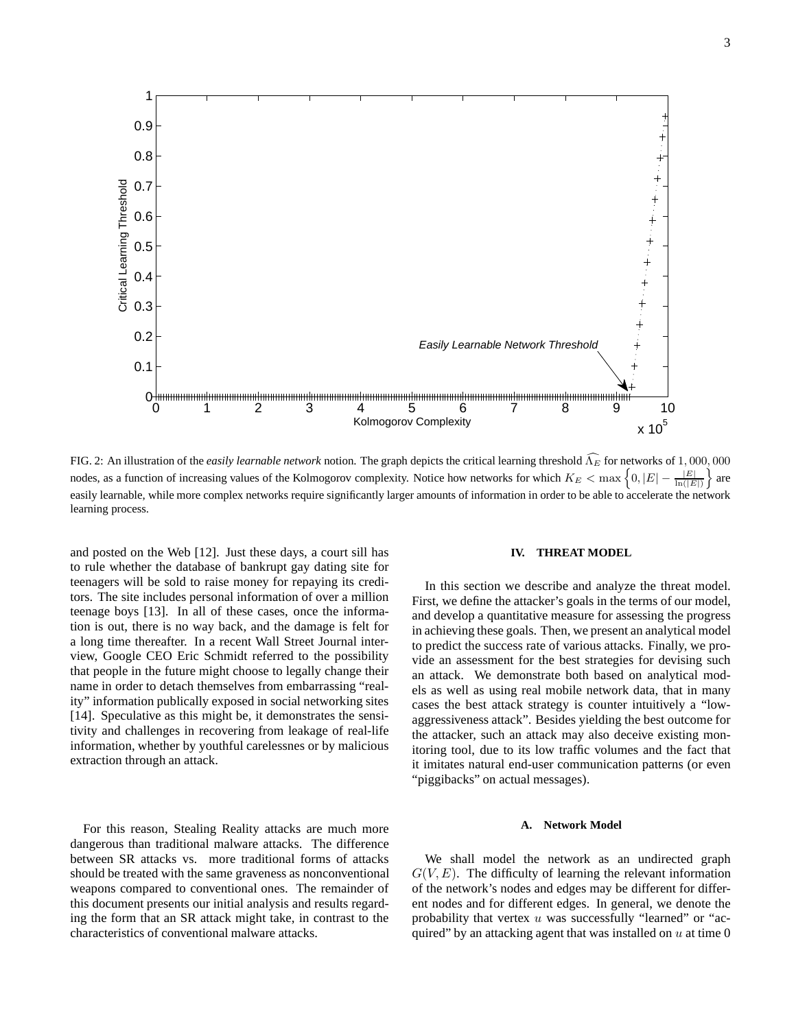FIG. 2: An illustration of the *easily learnable network* notion. The graph depicts the critical learning threshold $\widehat{\Lambda_E}$ for networks of $1,000,000$ nodes, as a function of increasing values of the Kolmogorov complexity. Notice how networks for which $K_E < \max\left\{0, |E| - \frac{|E|}{\ln(|E|)}\right\}$ are easily learnable, while more complex networks require significantly larger amounts of information in order to be able to accelerate the network learning process.

and posted on the Web [12]. Just these days, a court sill has to rule whether the database of bankrupt gay dating site for teenagers will be sold to raise money for repaying its creditors. The site includes personal information of over a million teenage boys [13]. In all of these cases, once the information is out, there is no way back, and the damage is felt for a long time thereafter. In a recent Wall Street Journal interview, Google CEO Eric Schmidt referred to the possibility that people in the future might choose to legally change their name in order to detach themselves from embarrassing "reality" information publically exposed in social networking sites [14]. Speculative as this might be, it demonstrates the sensitivity and challenges in recovering from leakage of real-life information, whether by youthful carelessnes or by malicious extraction through an attack.

For this reason, Stealing Reality attacks are much more dangerous than traditional malware attacks. The difference between SR attacks vs. more traditional forms of attacks should be treated with the same graveness as nonconventional weapons compared to conventional ones. The remainder of this document presents our initial analysis and results regarding the form that an SR attack might take, in contrast to the characteristics of conventional malware attacks.

## IV. THREAT MODEL

In this section we describe and analyze the threat model. First, we define the attacker's goals in the terms of our model, and develop a quantitative measure for assessing the progress in achieving these goals. Then, we present an analytical model to predict the success rate of various attacks. Finally, we provide an assessment for the best strategies for devising such an attack. We demonstrate both based on analytical models as well as using real mobile network data, that in many cases the best attack strategy is counter intuitively a "low-aggressiveness attack". Besides yielding the best outcome for the attacker, such an attack may also deceive existing monitoring tool, due to its low traffic volumes and the fact that it imitates natural end-user communication patterns (or even "piggibacks" on actual messages).

### A. Network Model

We shall model the network as an undirected graph $G(V, E)$. The difficulty of learning the relevant information of the network's nodes and edges may be different for different nodes and for different edges. In general, we denote the probability that vertex $u$ was successfully "learned" or "acquired" by an attacking agent that was installed on $u$ at time 0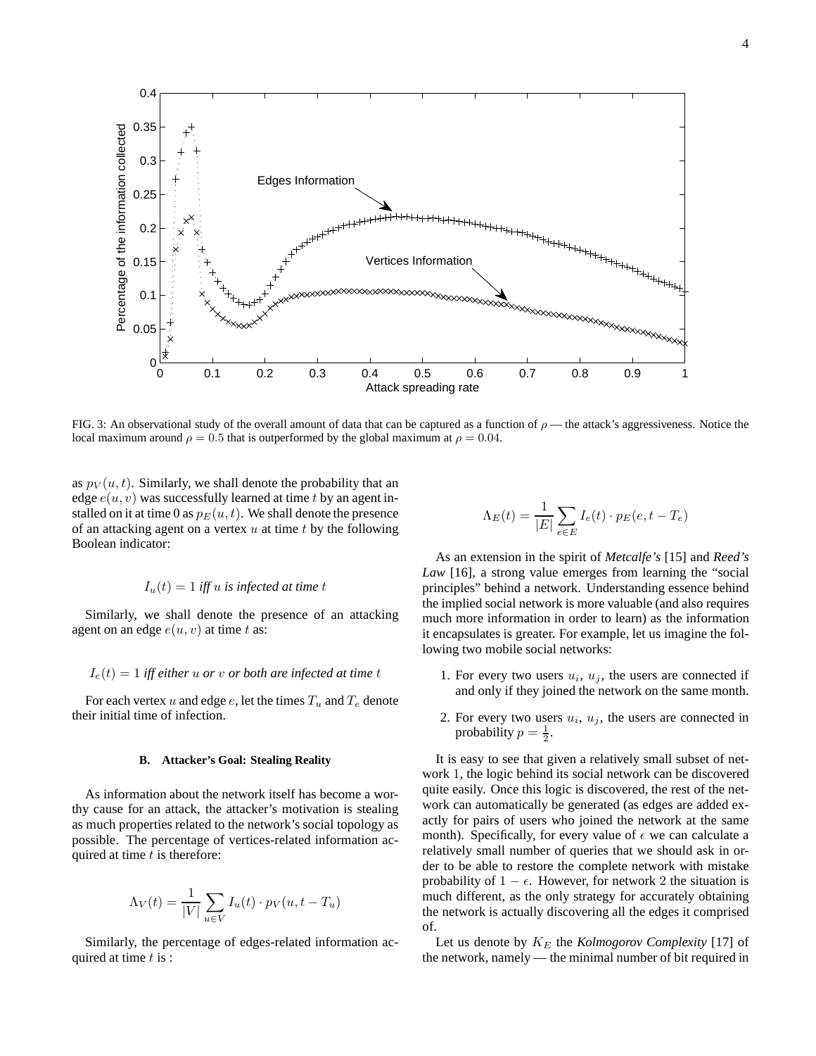FIG. 3: An observational study of the overall amount of data that can be captured as a function of $\rho$ — the attack's aggressiveness. Notice the local maximum around $\rho = 0.5$ that is outperformed by the global maximum at $\rho = 0.04$.

as $p_V(u,t)$. Similarly, we shall denote the probability that an edge $e(u,v)$ was successfully learned at time $t$ by an agent installed on it at time 0 as $p_E(u,t)$. We shall denote the presence of an attacking agent on a vertex $u$ at time $t$ by the following Boolean indicator:

$$I_u(t) = 1 \textit{ iff } u \textit{ is infected at time } t$$

Similarly, we shall denote the presence of an attacking agent on an edge $e(u,v)$ at time $t$ as:

$$I_e(t) = 1 \textit{ iff either } u \textit{ or } v \textit{ or both are infected at time } t$$

For each vertex $u$ and edge $e$, let the times $T_u$ and $T_e$ denote their initial time of infection.

### B. Attacker's Goal: Stealing Reality

As information about the network itself has become a worthy cause for an attack, the attacker's motivation is stealing as much properties related to the network's social topology as possible. The percentage of vertices-related information acquired at time $t$ is therefore:

$$\Lambda_V(t) = \frac{1}{|V|} \sum_{u \in V} I_u(t) \cdot p_V(u, t - T_u)$$

Similarly, the percentage of edges-related information acquired at time $t$ is :

$$\Lambda_E(t) = \frac{1}{|E|} \sum_{e \in E} I_e(t) \cdot p_E(e, t - T_e)$$

As an extension in the spirit of *Metcalfe's* [15] and *Reed's Law* [16], a strong value emerges from learning the "social principles" behind a network. Understanding essence behind the implied social network is more valuable (and also requires much more information in order to learn) as the information it encapsulates is greater. For example, let us imagine the following two mobile social networks:

1. For every two users $u_i$, $u_j$, the users are connected if and only if they joined the network on the same month.

2. For every two users $u_i$, $u_j$, the users are connected in probability $p = \frac{1}{2}$.

It is easy to see that given a relatively small subset of network 1, the logic behind its social network can be discovered quite easily. Once this logic is discovered, the rest of the network can automatically be generated (as edges are added exactly for pairs of users who joined the network at the same month). Specifically, for every value of $\epsilon$ we can calculate a relatively small number of queries that we should ask in order to be able to restore the complete network with mistake probability of $1 - \epsilon$. However, for network 2 the situation is much different, as the only strategy for accurately obtaining the network is actually discovering all the edges it comprised of.

Let us denote by $K_E$ the *Kolmogorov Complexity* [17] of the network, namely — the minimal number of bit required in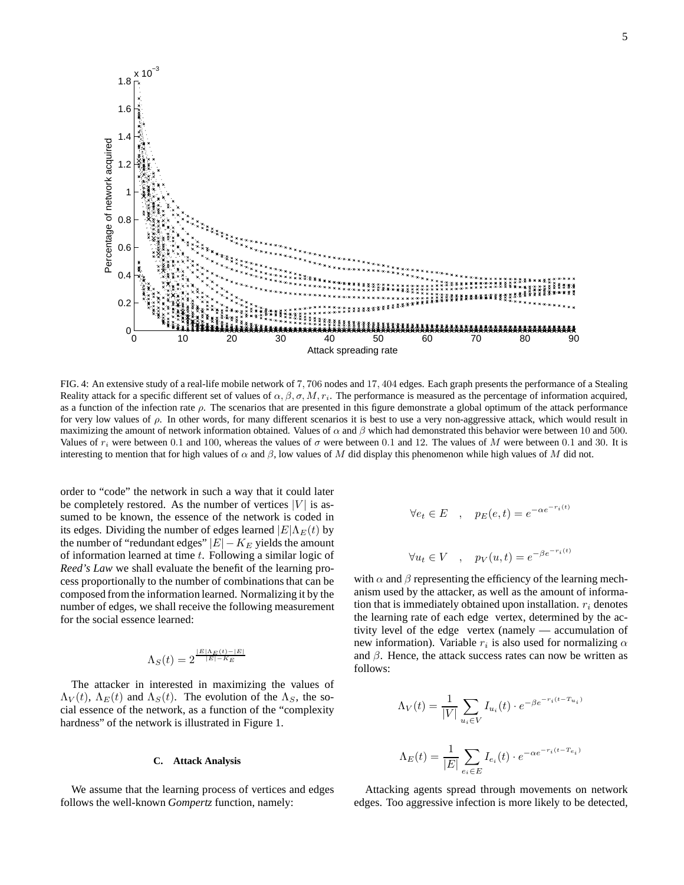FIG. 4: An extensive study of a real-life mobile network of 7,706 nodes and 17,404 edges. Each graph presents the performance of a Stealing Reality attack for a specific different set of values of $\alpha, \beta, \sigma, M, r_i$. The performance is measured as the percentage of information acquired, as a function of the infection rate $\rho$. The scenarios that are presented in this figure demonstrate a global optimum of the attack performance for very low values of $\rho$. In other words, for many different scenarios it is best to use a very non-aggressive attack, which would result in maximizing the amount of network information obtained. Values of $\alpha$ and $\beta$ which had demonstrated this behavior were between 10 and 500. Values of $r_i$ were between 0.1 and 100, whereas the values of $\sigma$ were between 0.1 and 12. The values of $M$ were between 0.1 and 30. It is interesting to mention that for high values of $\alpha$ and $\beta$, low values of $M$ did display this phenomenon while high values of $M$ did not.

order to "code" the network in such a way that it could later be completely restored. As the number of vertices $|V|$ is assumed to be known, the essence of the network is coded in its edges. Dividing the number of edges learned $|E|\Lambda_E(t)$ by the number of "redundant edges" $|E| - K_E$ yields the amount of information learned at time $t$. Following a similar logic of *Reed's Law* we shall evaluate the benefit of the learning process proportionally to the number of combinations that can be composed from the information learned. Normalizing it by the number of edges, we shall receive the following measurement for the social essence learned:

$$\Lambda_S(t) = 2^{\frac{|E|\Lambda_E(t) - |E|}{|E| - K_E}}$$

The attacker in interested in maximizing the values of $\Lambda_V(t)$, $\Lambda_E(t)$ and $\Lambda_S(t)$. The evolution of the $\Lambda_S$, the social essence of the network, as a function of the "complexity hardness" of the network is illustrated in Figure 1.

### C. Attack Analysis

We assume that the learning process of vertices and edges follows the well-known *Gompertz* function, namely:

$$\forall e_t \in E \quad , \quad p_E(e,t) = e^{-\alpha e^{-r_i(t)}}$$

$$\forall u_t \in V \quad , \quad p_V(u,t) = e^{-\beta e^{-r_i(t)}}$$

with $\alpha$ and $\beta$ representing the efficiency of the learning mechanism used by the attacker, as well as the amount of information that is immediately obtained upon installation. $r_i$ denotes the learning rate of each edge vertex, determined by the activity level of the edge vertex (namely — accumulation of new information). Variable $r_i$ is also used for normalizing $\alpha$ and $\beta$. Hence, the attack success rates can now be written as follows:

$$\Lambda_V(t) = \frac{1}{|V|} \sum_{u_i \in V} I_{u_i}(t) \cdot e^{-\beta e^{-r_i(t - T_{u_i})}}$$

$$\Lambda_E(t) = \frac{1}{|E|} \sum_{e_i \in E} I_{e_i}(t) \cdot e^{-\alpha e^{-r_i(t - T_{e_i})}}$$

Attacking agents spread through movements on network edges. Too aggressive infection is more likely to be detected,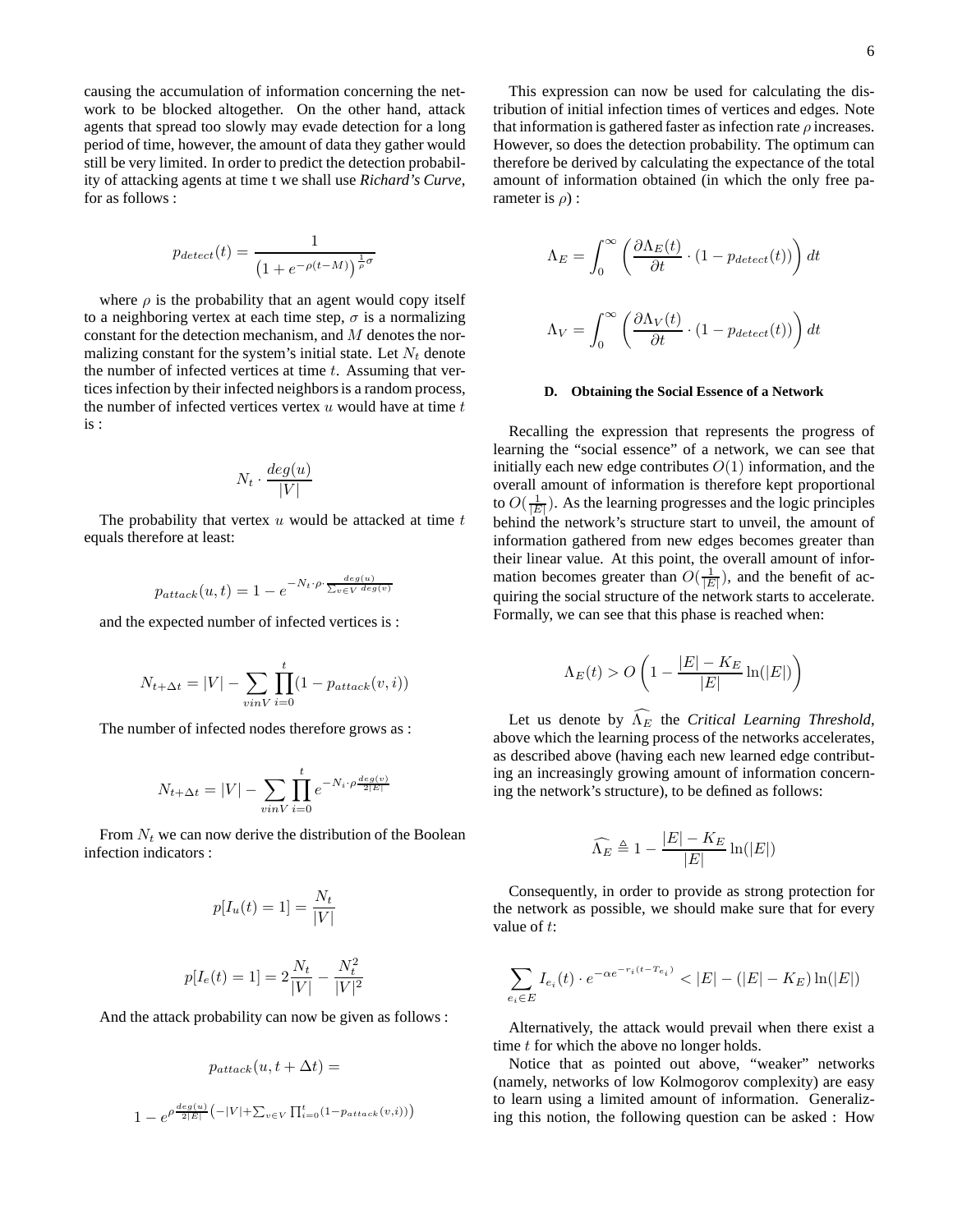causing the accumulation of information concerning the network to be blocked altogether. On the other hand, attack agents that spread too slowly may evade detection for a long period of time, however, the amount of data they gather would still be very limited. In order to predict the detection probability of attacking agents at time t we shall use *Richard's Curve*, for as follows :

$$p_{detect}(t) = \frac{1}{\left(1 + e^{-\rho(t-M)}\right)^{\frac{1}{\rho}\sigma}}$$

where $\rho$ is the probability that an agent would copy itself to a neighboring vertex at each time step, $\sigma$ is a normalizing constant for the detection mechanism, and $M$ denotes the normalizing constant for the system's initial state. Let $N_t$ denote the number of infected vertices at time $t$. Assuming that vertices infection by their infected neighbors is a random process, the number of infected vertices vertex $u$ would have at time $t$ is :

$$N_t \cdot \frac{deg(u)}{|V|}$$

The probability that vertex $u$ would be attacked at time $t$ equals therefore at least:

$$p_{attack}(u,t) = 1 - e^{-N_t \cdot \rho \cdot \frac{deg(u)}{\sum_{v \in V} deg(v)}}$$

and the expected number of infected vertices is :

$$N_{t+\Delta t} = |V| - \sum_{vinV} \prod_{i=0}^{t} (1 - p_{attack}(v,i))$$

The number of infected nodes therefore grows as :

$$N_{t+\Delta t} = |V| - \sum_{vinV} \prod_{i=0}^{t} e^{-N_i \cdot \rho \frac{deg(v)}{2|E|}}$$

From $N_t$ we can now derive the distribution of the Boolean infection indicators :

$$p[I_u(t) = 1] = \frac{N_t}{|V|}$$

$$p[I_e(t) = 1] = 2\frac{N_t}{|V|} - \frac{N_t^2}{|V|^2}$$

And the attack probability can now be given as follows :

$$p_{attack}(u, t + \Delta t) =$$

$$1 - e^{\rho \frac{deg(u)}{2|E|}\left(-|V| + \sum_{v \in V} \prod_{i=0}^{t}(1 - p_{attack}(v,i))\right)}$$

This expression can now be used for calculating the distribution of initial infection times of vertices and edges. Note that information is gathered faster as infection rate $\rho$ increases. However, so does the detection probability. The optimum can therefore be derived by calculating the expectance of the total amount of information obtained (in which the only free parameter is $\rho$) :

$$\Lambda_E = \int_0^\infty \left( \frac{\partial \Lambda_E(t)}{\partial t} \cdot (1 - p_{detect}(t)) \right) dt$$

$$\Lambda_V = \int_0^\infty \left( \frac{\partial \Lambda_V(t)}{\partial t} \cdot (1 - p_{detect}(t)) \right) dt$$

### D. Obtaining the Social Essence of a Network

Recalling the expression that represents the progress of learning the "social essence" of a network, we can see that initially each new edge contributes $O(1)$ information, and the overall amount of information is therefore kept proportional to $O(\frac{1}{|E|})$. As the learning progresses and the logic principles behind the network's structure start to unveil, the amount of information gathered from new edges becomes greater than their linear value. At this point, the overall amount of information becomes greater than $O(\frac{1}{|E|})$, and the benefit of acquiring the social structure of the network starts to accelerate. Formally, we can see that this phase is reached when:

$$\Lambda_E(t) > O\left(1 - \frac{|E| - K_E}{|E|} \ln(|E|)\right)$$

Let us denote by $\widehat{\Lambda_E}$ the *Critical Learning Threshold*, above which the learning process of the networks accelerates, as described above (having each new learned edge contributing an increasingly growing amount of information concerning the network's structure), to be defined as follows:

$$\widehat{\Lambda_E} \triangleq 1 - \frac{|E| - K_E}{|E|} \ln(|E|)$$

Consequently, in order to provide as strong protection for the network as possible, we should make sure that for every value of $t$:

$$\sum_{e_i \in E} I_{e_i}(t) \cdot e^{-\alpha e^{-r_i(t - T_{e_i})}} < |E| - (|E| - K_E)\ln(|E|)$$

Alternatively, the attack would prevail when there exist a time $t$ for which the above no longer holds.

Notice that as pointed out above, "weaker" networks (namely, networks of low Kolmogorov complexity) are easy to learn using a limited amount of information. Generalizing this notion, the following question can be asked : How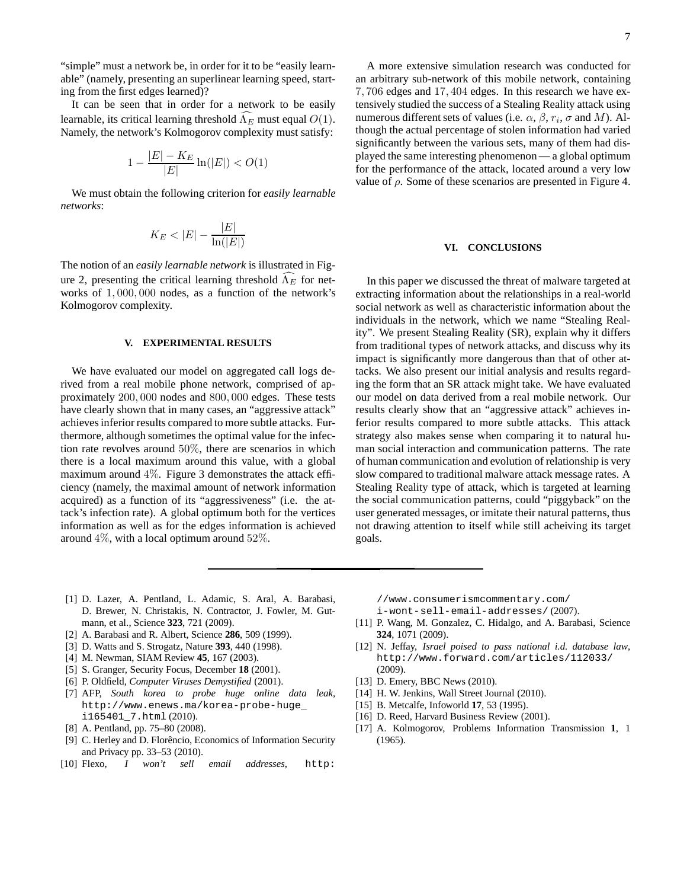"simple" must a network be, in order for it to be "easily learnable" (namely, presenting an superlinear learning speed, starting from the first edges learned)?

It can be seen that in order for a network to be easily learnable, its critical learning threshold $\widehat{\Lambda_E}$ must equal $O(1)$. Namely, the network's Kolmogorov complexity must satisfy:

$$1 - \frac{|E| - K_E}{|E|} \ln(|E|) < O(1)$$

We must obtain the following criterion for *easily learnable networks*:

$$K_E < |E| - \frac{|E|}{\ln(|E|)}$$

The notion of an *easily learnable network* is illustrated in Figure 2, presenting the critical learning threshold $\widehat{\Lambda_E}$ for networks of $1,000,000$ nodes, as a function of the network's Kolmogorov complexity.

## V. EXPERIMENTAL RESULTS

We have evaluated our model on aggregated call logs derived from a real mobile phone network, comprised of approximately $200,000$ nodes and $800,000$ edges. These tests have clearly shown that in many cases, an "aggressive attack" achieves inferior results compared to more subtle attacks. Furthermore, although sometimes the optimal value for the infection rate revolves around $50\%$, there are scenarios in which there is a local maximum around this value, with a global maximum around $4\%$. Figure 3 demonstrates the attack efficiency (namely, the maximal amount of network information acquired) as a function of its "aggressiveness" (i.e. the attack's infection rate). A global optimum both for the vertices information as well as for the edges information is achieved around $4\%$, with a local optimum around $52\%$.

A more extensive simulation research was conducted for an arbitrary sub-network of this mobile network, containing $7,706$ edges and $17,404$ edges. In this research we have extensively studied the success of a Stealing Reality attack using numerous different sets of values (i.e. $\alpha$, $\beta$, $r_i$, $\sigma$ and $M$). Although the actual percentage of stolen information had varied significantly between the various sets, many of them had displayed the same interesting phenomenon — a global optimum for the performance of the attack, located around a very low value of $\rho$. Some of these scenarios are presented in Figure 4.

## VI. CONCLUSIONS

In this paper we discussed the threat of malware targeted at extracting information about the relationships in a real-world social network as well as characteristic information about the individuals in the network, which we name "Stealing Reality". We present Stealing Reality (SR), explain why it differs from traditional types of network attacks, and discuss why its impact is significantly more dangerous than that of other attacks. We also present our initial analysis and results regarding the form that an SR attack might take. We have evaluated our model on data derived from a real mobile network. Our results clearly show that an "aggressive attack" achieves inferior results compared to more subtle attacks. This attack strategy also makes sense when comparing it to natural human social interaction and communication patterns. The rate of human communication and evolution of relationship is very slow compared to traditional malware attack message rates. A Stealing Reality type of attack, which is targeted at learning the social communication patterns, could "piggyback" on the user generated messages, or imitate their natural patterns, thus not drawing attention to itself while still acheiving its target goals.

---

[1] D. Lazer, A. Pentland, L. Adamic, S. Aral, A. Barabasi, D. Brewer, N. Christakis, N. Contractor, J. Fowler, M. Gutmann, et al., Science **323**, 721 (2009).

[2] A. Barabasi and R. Albert, Science **286**, 509 (1999).

[3] D. Watts and S. Strogatz, Nature **393**, 440 (1998).

[4] M. Newman, SIAM Review **45**, 167 (2003).

[5] S. Granger, Security Focus, December **18** (2001).

[6] P. Oldfield, *Computer Viruses Demystified* (2001).

[7] AFP, *South korea to probe huge online data leak*, `http://www.enews.ma/korea-probe-huge_i165401_7.html` (2010).

[8] A. Pentland, pp. 75–80 (2008).

[9] C. Herley and D. Florêncio, Economics of Information Security and Privacy pp. 33–53 (2010).

[10] Flexo, *I won't sell email addresses*, `http://www.consumerismcommentary.com/i-wont-sell-email-addresses/` (2007).

[11] P. Wang, M. Gonzalez, C. Hidalgo, and A. Barabasi, Science **324**, 1071 (2009).

[12] N. Jeffay, *Israel poised to pass national i.d. database law*, `http://www.forward.com/articles/112033/` (2009).

[13] D. Emery, BBC News (2010).

[14] H. W. Jenkins, Wall Street Journal (2010).

[15] B. Metcalfe, Infoworld **17**, 53 (1995).

[16] D. Reed, Harvard Business Review (2001).

[17] A. Kolmogorov, Problems Information Transmission **1**, 1 (1965).